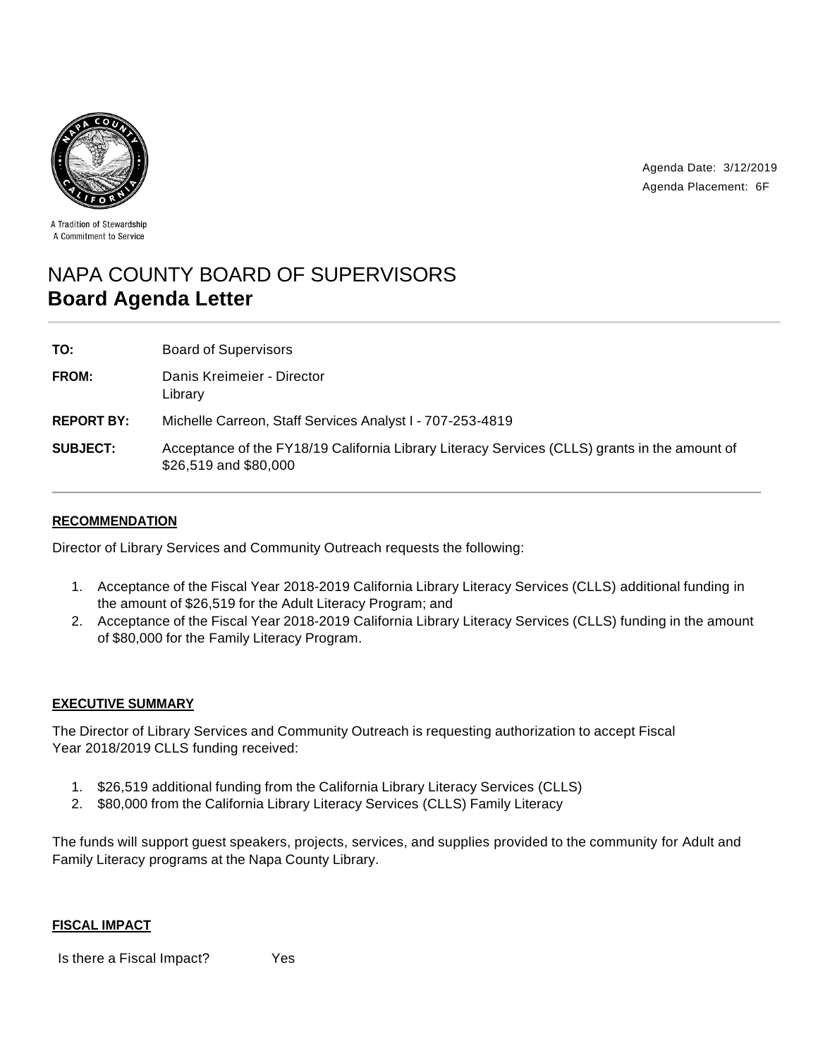A Tradition of Stewardship
A Commitment to Service

Agenda Date: 3/12/2019
Agenda Placement: 6F

# NAPA COUNTY BOARD OF SUPERVISORS
# **Board Agenda Letter**

| | |
|---|---|
| **TO:** | Board of Supervisors |
| **FROM:** | Danis Kreimeier - Director<br>Library |
| **REPORT BY:** | Michelle Carreon, Staff Services Analyst I - 707-253-4819 |
| **SUBJECT:** | Acceptance of the FY18/19 California Library Literacy Services (CLLS) grants in the amount of $26,519 and $80,000 |

## RECOMMENDATION

Director of Library Services and Community Outreach requests the following:

1. Acceptance of the Fiscal Year 2018-2019 California Library Literacy Services (CLLS) additional funding in the amount of $26,519 for the Adult Literacy Program; and
2. Acceptance of the Fiscal Year 2018-2019 California Library Literacy Services (CLLS) funding in the amount of $80,000 for the Family Literacy Program.

## EXECUTIVE SUMMARY

The Director of Library Services and Community Outreach is requesting authorization to accept Fiscal Year 2018/2019 CLLS funding received:

1. $26,519 additional funding from the California Library Literacy Services (CLLS)
2. $80,000 from the California Library Literacy Services (CLLS) Family Literacy

The funds will support guest speakers, projects, services, and supplies provided to the community for Adult and Family Literacy programs at the Napa County Library.

## FISCAL IMPACT

Is there a Fiscal Impact? Yes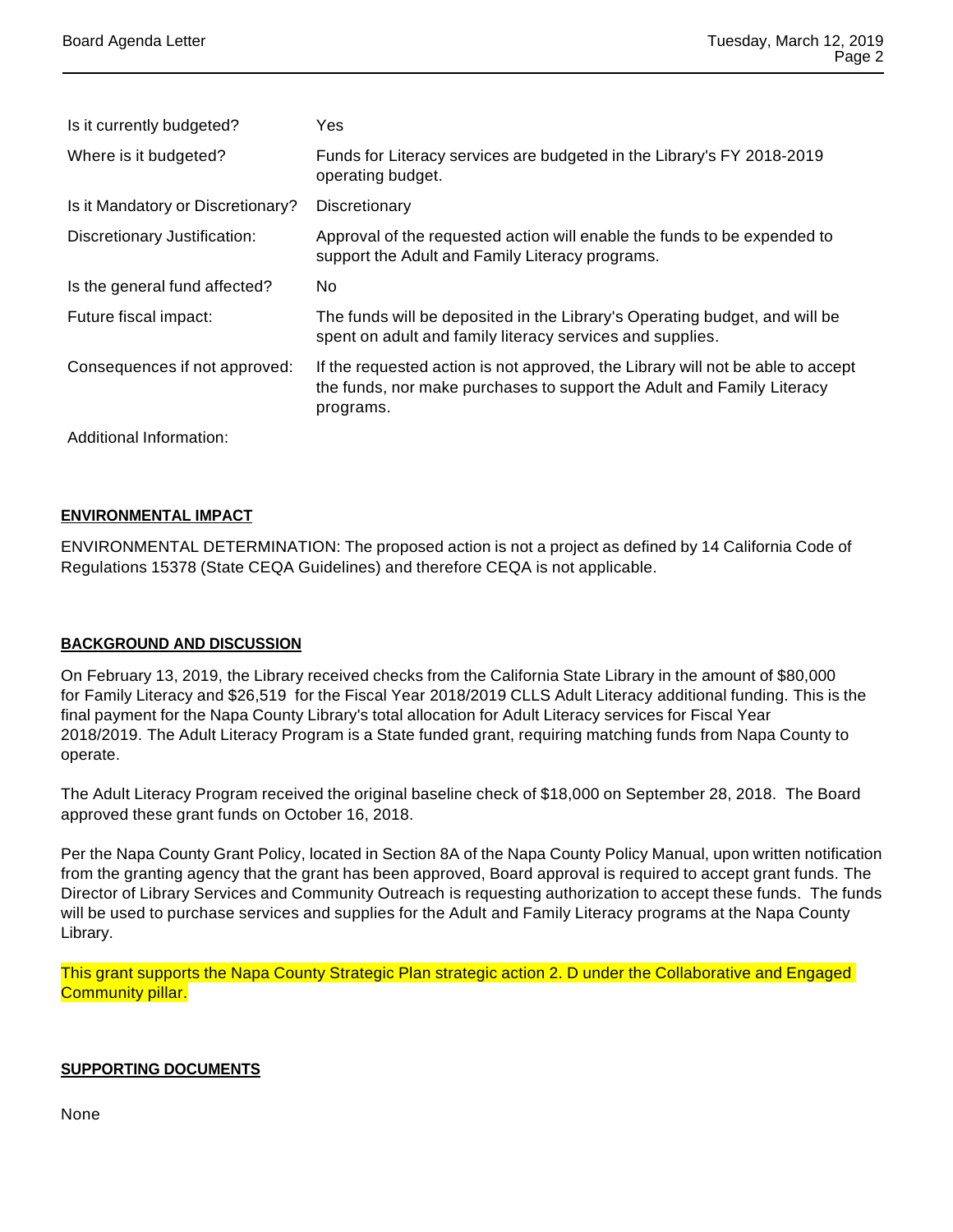| | |
|---|---|
| Is it currently budgeted? | Yes |
| Where is it budgeted? | Funds for Literacy services are budgeted in the Library's FY 2018-2019 operating budget. |
| Is it Mandatory or Discretionary? | Discretionary |
| Discretionary Justification: | Approval of the requested action will enable the funds to be expended to support the Adult and Family Literacy programs. |
| Is the general fund affected? | No |
| Future fiscal impact: | The funds will be deposited in the Library's Operating budget, and will be spent on adult and family literacy services and supplies. |
| Consequences if not approved: | If the requested action is not approved, the Library will not be able to accept the funds, nor make purchases to support the Adult and Family Literacy programs. |
| Additional Information: | |

## ENVIRONMENTAL IMPACT

ENVIRONMENTAL DETERMINATION: The proposed action is not a project as defined by 14 California Code of Regulations 15378 (State CEQA Guidelines) and therefore CEQA is not applicable.

## BACKGROUND AND DISCUSSION

On February 13, 2019, the Library received checks from the California State Library in the amount of $80,000 for Family Literacy and $26,519 for the Fiscal Year 2018/2019 CLLS Adult Literacy additional funding. This is the final payment for the Napa County Library's total allocation for Adult Literacy services for Fiscal Year 2018/2019. The Adult Literacy Program is a State funded grant, requiring matching funds from Napa County to operate.

The Adult Literacy Program received the original baseline check of $18,000 on September 28, 2018. The Board approved these grant funds on October 16, 2018.

Per the Napa County Grant Policy, located in Section 8A of the Napa County Policy Manual, upon written notification from the granting agency that the grant has been approved, Board approval is required to accept grant funds. The Director of Library Services and Community Outreach is requesting authorization to accept these funds. The funds will be used to purchase services and supplies for the Adult and Family Literacy programs at the Napa County Library.

This grant supports the Napa County Strategic Plan strategic action 2. D under the Collaborative and Engaged Community pillar.

## SUPPORTING DOCUMENTS

None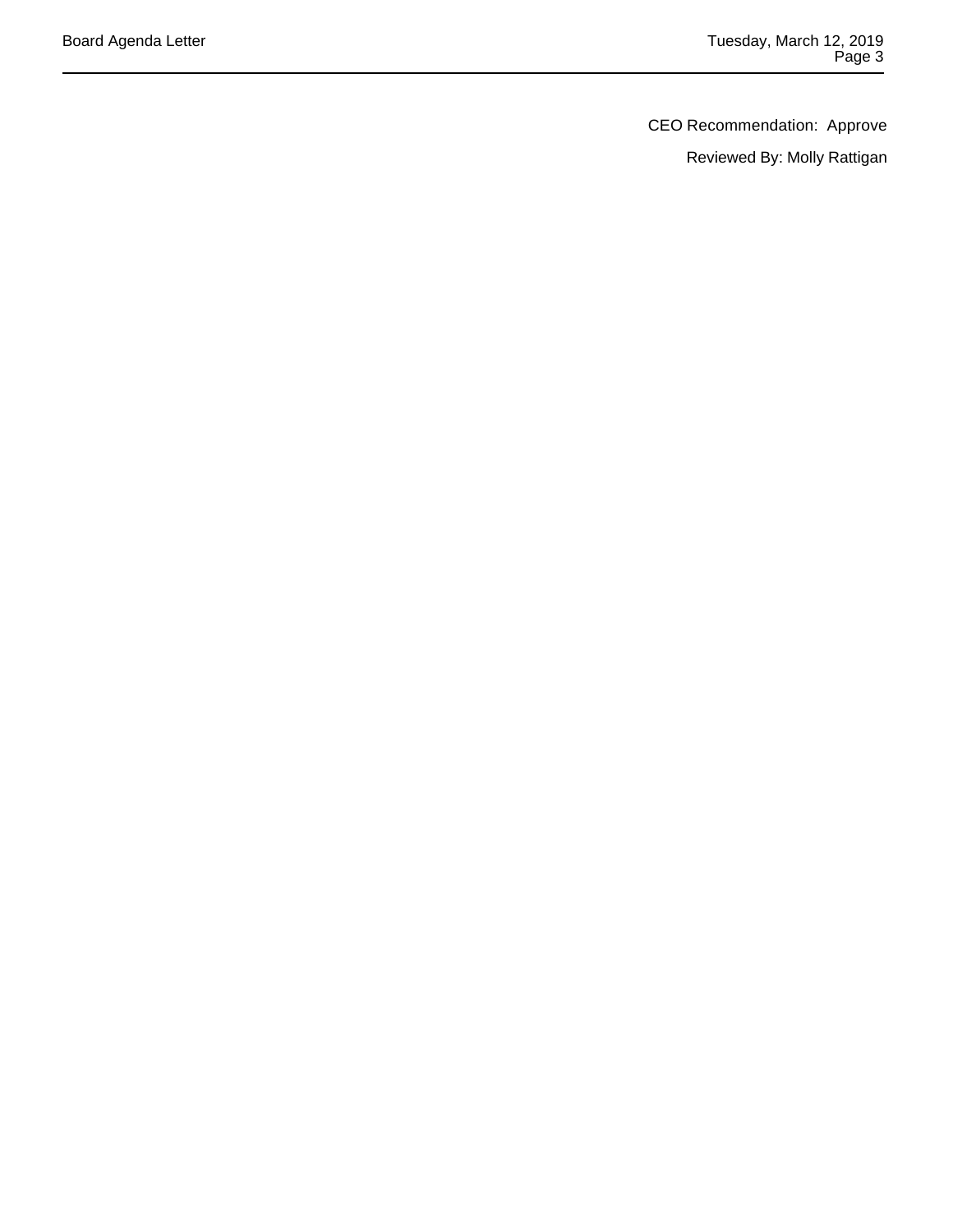CEO Recommendation: Approve

Reviewed By: Molly Rattigan